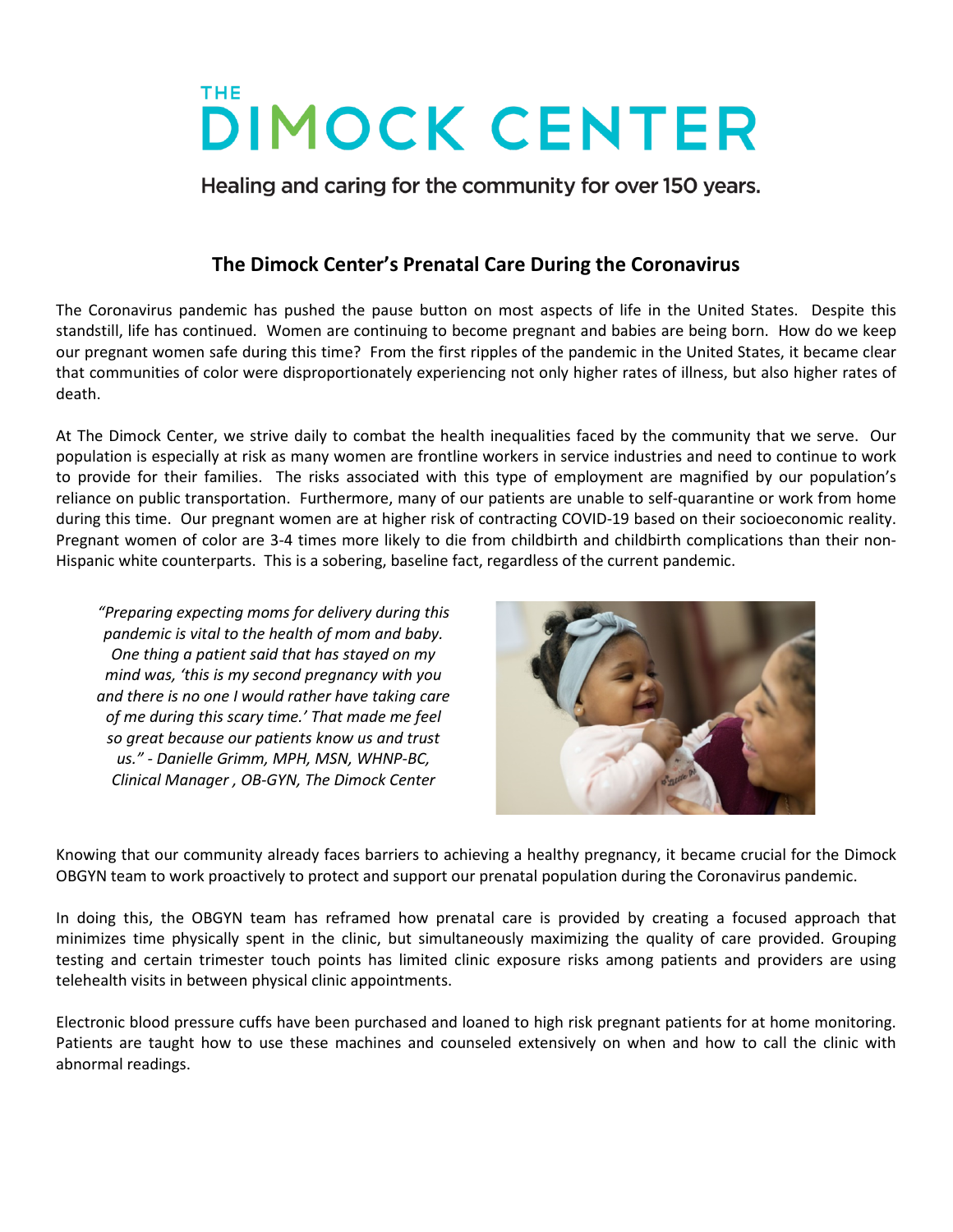# THE DIMOCK CENTER

Healing and caring for the community for over 150 years.

## The Dimock Center's Prenatal Care During the Coronavirus

The Coronavirus pandemic has pushed the pause button on most aspects of life in the United States. Despite this standstill, life has continued. Women are continuing to become pregnant and babies are being born. How do we keep our pregnant women safe during this time? From the first ripples of the pandemic in the United States, it became clear that communities of color were disproportionately experiencing not only higher rates of illness, but also higher rates of death.

At The Dimock Center, we strive daily to combat the health inequalities faced by the community that we serve. Our population is especially at risk as many women are frontline workers in service industries and need to continue to work to provide for their families. The risks associated with this type of employment are magnified by our population's reliance on public transportation. Furthermore, many of our patients are unable to self-quarantine or work from home during this time. Our pregnant women are at higher risk of contracting COVID-19 based on their socioeconomic reality. Pregnant women of color are 3-4 times more likely to die from childbirth and childbirth complications than their non-Hispanic white counterparts. This is a sobering, baseline fact, regardless of the current pandemic.

*"Preparing expecting moms for delivery during this pandemic is vital to the health of mom and baby. One thing a patient said that has stayed on my mind was, 'this is my second pregnancy with you and there is no one I would rather have taking care of me during this scary time.' That made me feel so great because our patients know us and trust us." - Danielle Grimm, MPH, MSN, WHNP-BC, Clinical Manager , OB-GYN, The Dimock Center*

Knowing that our community already faces barriers to achieving a healthy pregnancy, it became crucial for the Dimock OBGYN team to work proactively to protect and support our prenatal population during the Coronavirus pandemic.

In doing this, the OBGYN team has reframed how prenatal care is provided by creating a focused approach that minimizes time physically spent in the clinic, but simultaneously maximizing the quality of care provided. Grouping testing and certain trimester touch points has limited clinic exposure risks among patients and providers are using telehealth visits in between physical clinic appointments.

Electronic blood pressure cuffs have been purchased and loaned to high risk pregnant patients for at home monitoring. Patients are taught how to use these machines and counseled extensively on when and how to call the clinic with abnormal readings.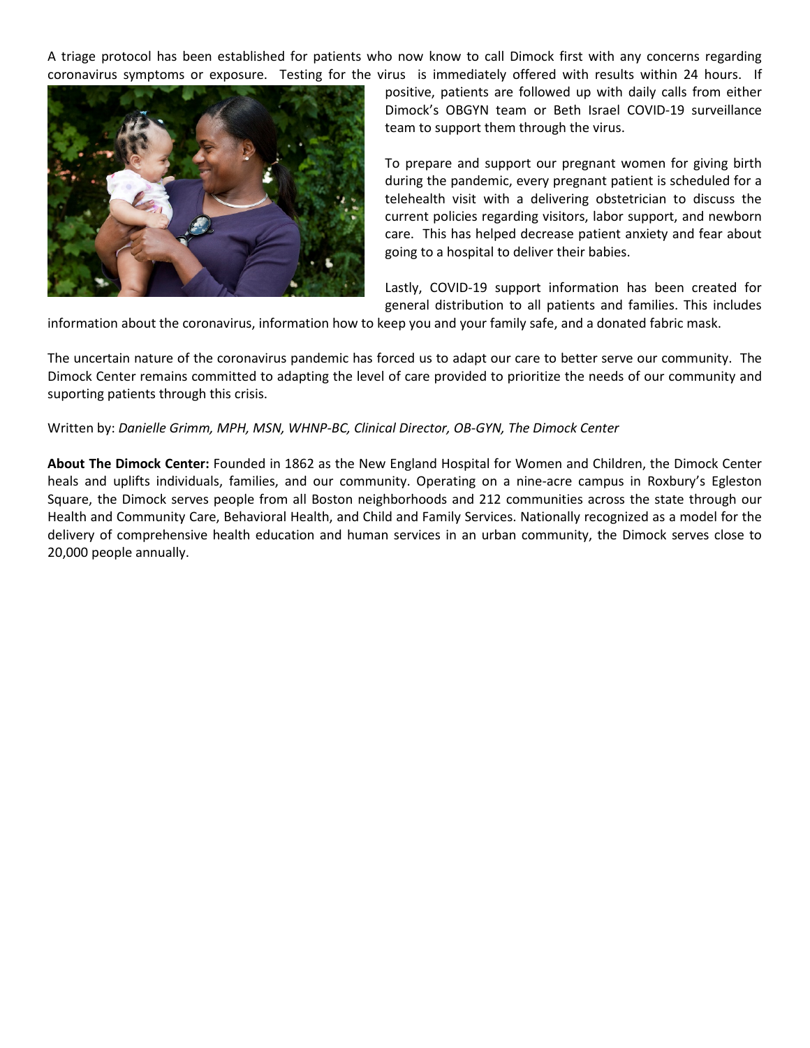A triage protocol has been established for patients who now know to call Dimock first with any concerns regarding coronavirus symptoms or exposure. Testing for the virus is immediately offered with results within 24 hours. If positive, patients are followed up with daily calls from either Dimock's OBGYN team or Beth Israel COVID-19 surveillance team to support them through the virus.

To prepare and support our pregnant women for giving birth during the pandemic, every pregnant patient is scheduled for a telehealth visit with a delivering obstetrician to discuss the current policies regarding visitors, labor support, and newborn care. This has helped decrease patient anxiety and fear about going to a hospital to deliver their babies.

Lastly, COVID-19 support information has been created for general distribution to all patients and families. This includes information about the coronavirus, information how to keep you and your family safe, and a donated fabric mask.

The uncertain nature of the coronavirus pandemic has forced us to adapt our care to better serve our community. The Dimock Center remains committed to adapting the level of care provided to prioritize the needs of our community and suporting patients through this crisis.

Written by: *Danielle Grimm, MPH, MSN, WHNP-BC, Clinical Director, OB-GYN, The Dimock Center*

**About The Dimock Center:** Founded in 1862 as the New England Hospital for Women and Children, the Dimock Center heals and uplifts individuals, families, and our community. Operating on a nine-acre campus in Roxbury's Egleston Square, the Dimock serves people from all Boston neighborhoods and 212 communities across the state through our Health and Community Care, Behavioral Health, and Child and Family Services. Nationally recognized as a model for the delivery of comprehensive health education and human services in an urban community, the Dimock serves close to 20,000 people annually.